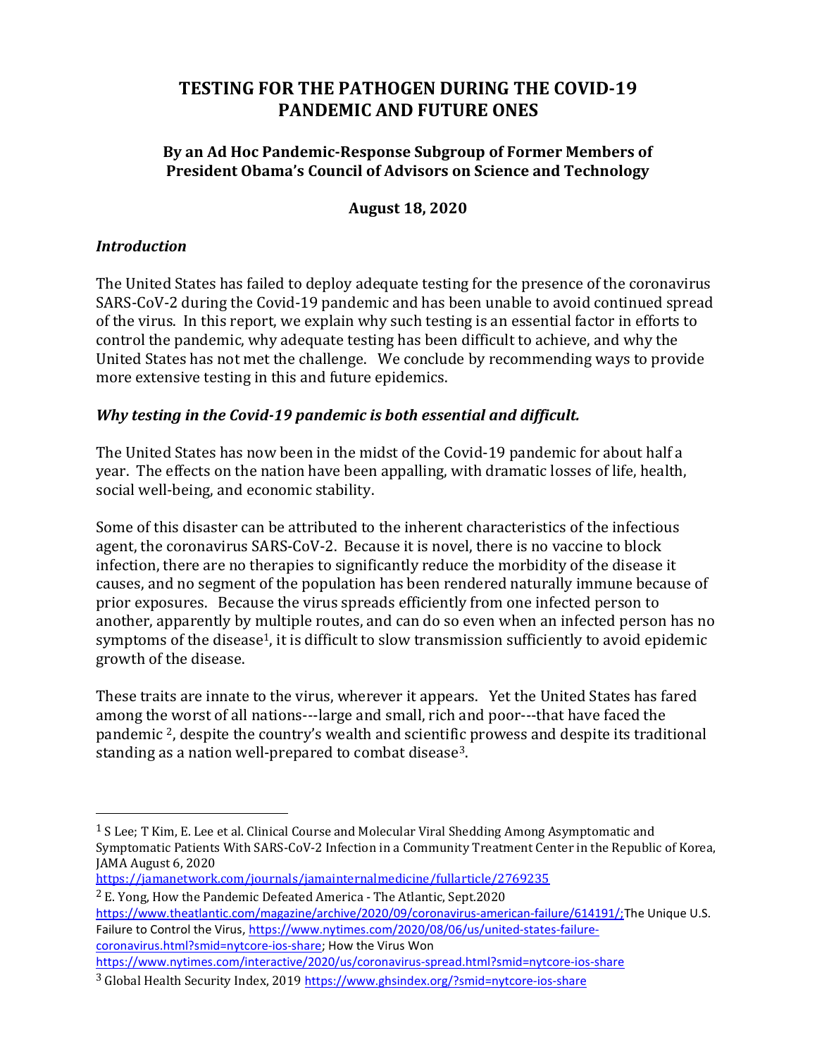# TESTING FOR THE PATHOGEN DURING THE COVID-19 PANDEMIC AND FUTURE ONES

### By an Ad Hoc Pandemic-Response Subgroup of Former Members of President Obama's Council of Advisors on Science and Technology

**August 18, 2020**

### *Introduction*

The United States has failed to deploy adequate testing for the presence of the coronavirus SARS-CoV-2 during the Covid-19 pandemic and has been unable to avoid continued spread of the virus. In this report, we explain why such testing is an essential factor in efforts to control the pandemic, why adequate testing has been difficult to achieve, and why the United States has not met the challenge. We conclude by recommending ways to provide more extensive testing in this and future epidemics.

### *Why testing in the Covid-19 pandemic is both essential and difficult.*

The United States has now been in the midst of the Covid-19 pandemic for about half a year. The effects on the nation have been appalling, with dramatic losses of life, health, social well-being, and economic stability.

Some of this disaster can be attributed to the inherent characteristics of the infectious agent, the coronavirus SARS-CoV-2. Because it is novel, there is no vaccine to block infection, there are no therapies to significantly reduce the morbidity of the disease it causes, and no segment of the population has been rendered naturally immune because of prior exposures. Because the virus spreads efficiently from one infected person to another, apparently by multiple routes, and can do so even when an infected person has no symptoms of the disease[1], it is difficult to slow transmission sufficiently to avoid epidemic growth of the disease.

These traits are innate to the virus, wherever it appears. Yet the United States has fared among the worst of all nations---large and small, rich and poor---that have faced the pandemic [2], despite the country's wealth and scientific prowess and despite its traditional standing as a nation well-prepared to combat disease[3].

---

[1] S Lee; T Kim, E. Lee et al. Clinical Course and Molecular Viral Shedding Among Asymptomatic and Symptomatic Patients With SARS-CoV-2 Infection in a Community Treatment Center in the Republic of Korea, JAMA August 6, 2020 https://jamanetwork.com/journals/jamainternalmedicine/fullarticle/2769235

[2] E. Yong, How the Pandemic Defeated America - The Atlantic, Sept.2020 https://www.theatlantic.com/magazine/archive/2020/09/coronavirus-american-failure/614191/;The Unique U.S. Failure to Control the Virus, https://www.nytimes.com/2020/08/06/us/united-states-failure-coronavirus.html?smid=nytcore-ios-share; How the Virus Won https://www.nytimes.com/interactive/2020/us/coronavirus-spread.html?smid=nytcore-ios-share

[3] Global Health Security Index, 2019 https://www.ghsindex.org/?smid=nytcore-ios-share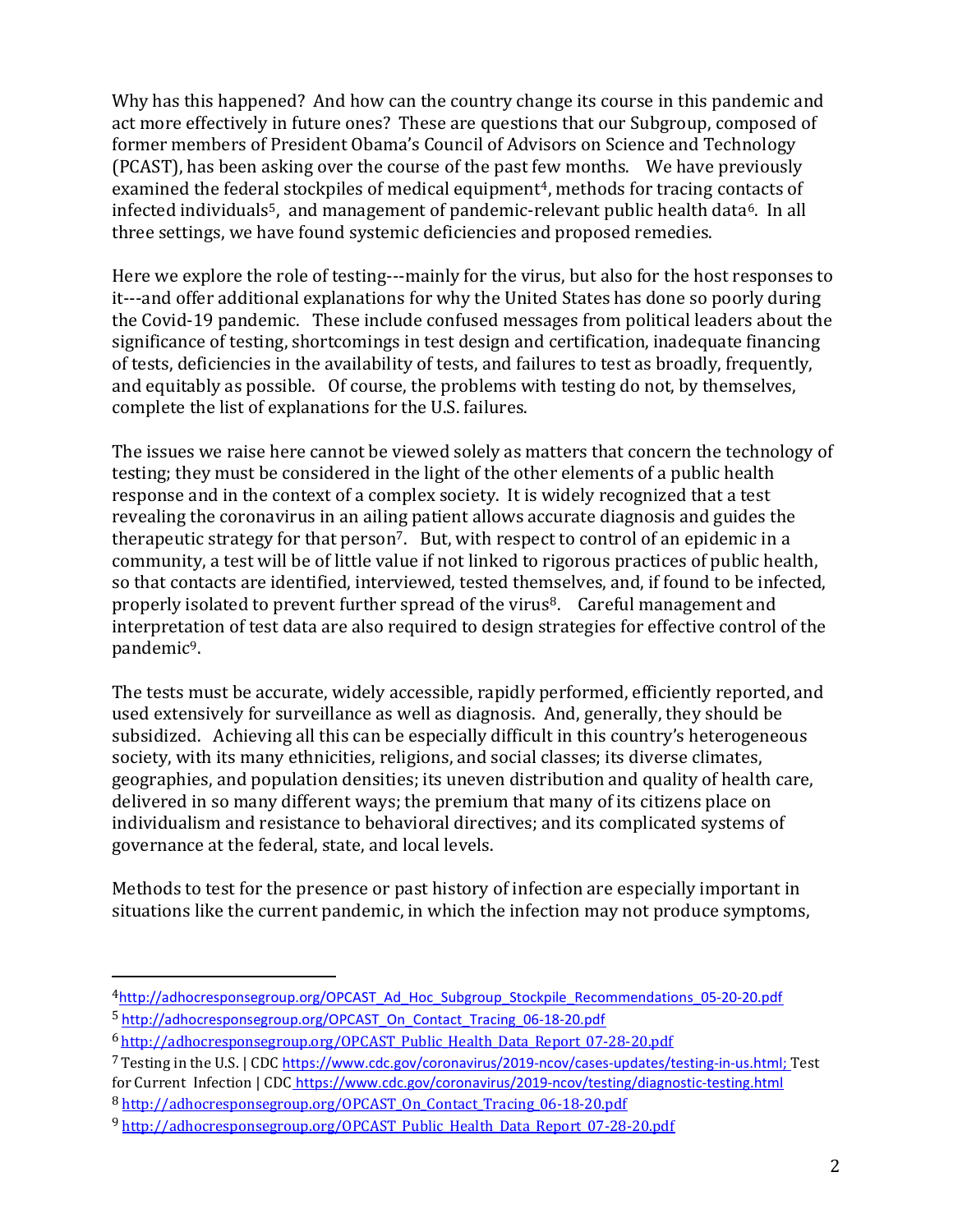Why has this happened? And how can the country change its course in this pandemic and act more effectively in future ones? These are questions that our Subgroup, composed of former members of President Obama's Council of Advisors on Science and Technology (PCAST), has been asking over the course of the past few months. We have previously examined the federal stockpiles of medical equipment[4], methods for tracing contacts of infected individuals[5], and management of pandemic-relevant public health data[6]. In all three settings, we have found systemic deficiencies and proposed remedies.

Here we explore the role of testing---mainly for the virus, but also for the host responses to it---and offer additional explanations for why the United States has done so poorly during the Covid-19 pandemic. These include confused messages from political leaders about the significance of testing, shortcomings in test design and certification, inadequate financing of tests, deficiencies in the availability of tests, and failures to test as broadly, frequently, and equitably as possible. Of course, the problems with testing do not, by themselves, complete the list of explanations for the U.S. failures.

The issues we raise here cannot be viewed solely as matters that concern the technology of testing; they must be considered in the light of the other elements of a public health response and in the context of a complex society. It is widely recognized that a test revealing the coronavirus in an ailing patient allows accurate diagnosis and guides the therapeutic strategy for that person[7]. But, with respect to control of an epidemic in a community, a test will be of little value if not linked to rigorous practices of public health, so that contacts are identified, interviewed, tested themselves, and, if found to be infected, properly isolated to prevent further spread of the virus[8]. Careful management and interpretation of test data are also required to design strategies for effective control of the pandemic[9].

The tests must be accurate, widely accessible, rapidly performed, efficiently reported, and used extensively for surveillance as well as diagnosis. And, generally, they should be subsidized. Achieving all this can be especially difficult in this country's heterogeneous society, with its many ethnicities, religions, and social classes; its diverse climates, geographies, and population densities; its uneven distribution and quality of health care, delivered in so many different ways; the premium that many of its citizens place on individualism and resistance to behavioral directives; and its complicated systems of governance at the federal, state, and local levels.

Methods to test for the presence or past history of infection are especially important in situations like the current pandemic, in which the infection may not produce symptoms,

---

[4] http://adhocresponsegroup.org/OPCAST_Ad_Hoc_Subgroup_Stockpile_Recommendations_05-20-20.pdf

[5] http://adhocresponsegroup.org/OPCAST_On_Contact_Tracing_06-18-20.pdf

[6] http://adhocresponsegroup.org/OPCAST_Public_Health_Data_Report_07-28-20.pdf

[7] Testing in the U.S. | CDC https://www.cdc.gov/coronavirus/2019-ncov/cases-updates/testing-in-us.html; Test for Current Infection | CDC https://www.cdc.gov/coronavirus/2019-ncov/testing/diagnostic-testing.html

[8] http://adhocresponsegroup.org/OPCAST_On_Contact_Tracing_06-18-20.pdf

[9] http://adhocresponsegroup.org/OPCAST_Public_Health_Data_Report_07-28-20.pdf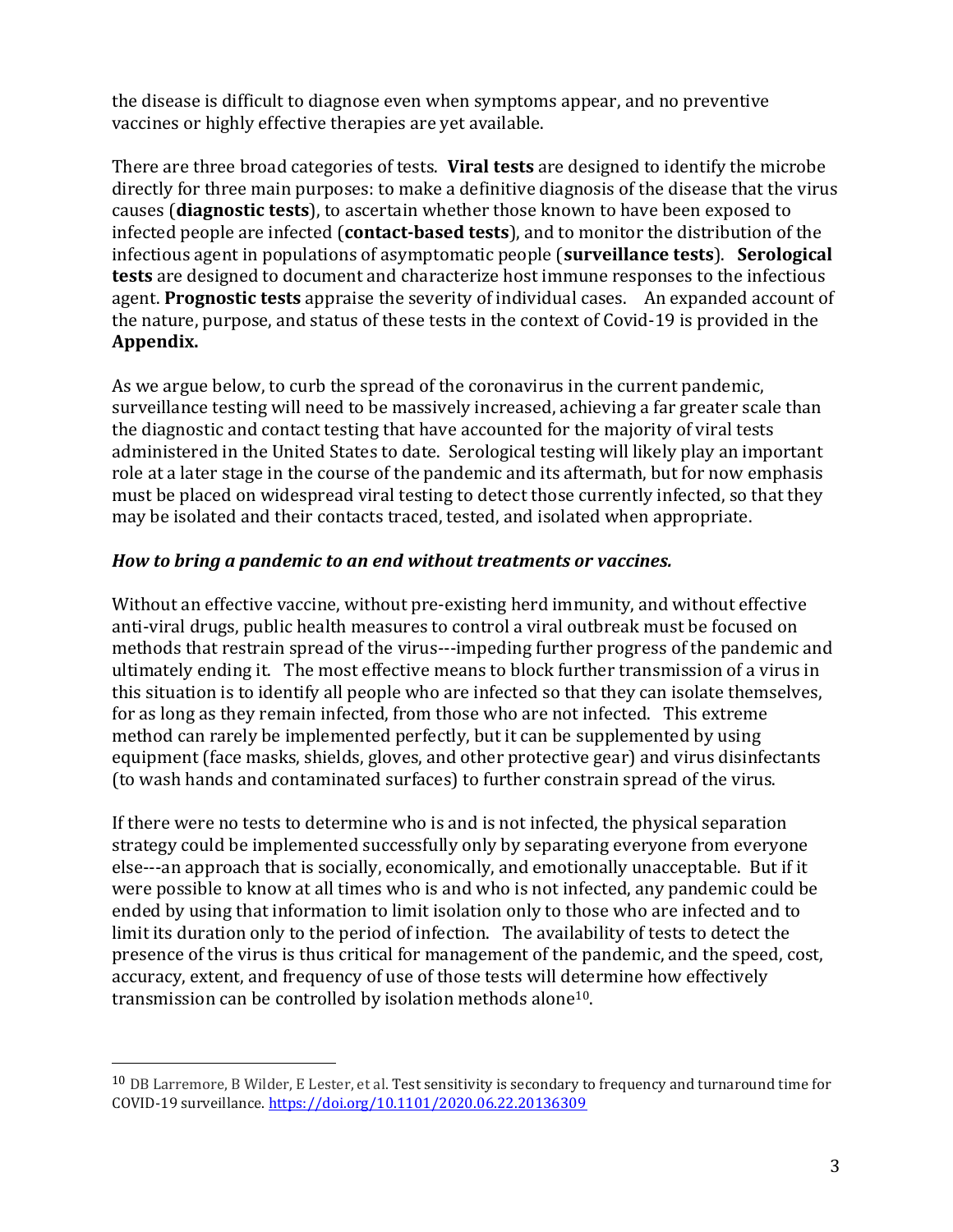the disease is difficult to diagnose even when symptoms appear, and no preventive vaccines or highly effective therapies are yet available.

There are three broad categories of tests. **Viral tests** are designed to identify the microbe directly for three main purposes: to make a definitive diagnosis of the disease that the virus causes (**diagnostic tests**), to ascertain whether those known to have been exposed to infected people are infected (**contact-based tests**), and to monitor the distribution of the infectious agent in populations of asymptomatic people (**surveillance tests**). **Serological tests** are designed to document and characterize host immune responses to the infectious agent. **Prognostic tests** appraise the severity of individual cases. An expanded account of the nature, purpose, and status of these tests in the context of Covid-19 is provided in the **Appendix.**

As we argue below, to curb the spread of the coronavirus in the current pandemic, surveillance testing will need to be massively increased, achieving a far greater scale than the diagnostic and contact testing that have accounted for the majority of viral tests administered in the United States to date. Serological testing will likely play an important role at a later stage in the course of the pandemic and its aftermath, but for now emphasis must be placed on widespread viral testing to detect those currently infected, so that they may be isolated and their contacts traced, tested, and isolated when appropriate.

### ***How to bring a pandemic to an end without treatments or vaccines.***

Without an effective vaccine, without pre-existing herd immunity, and without effective anti-viral drugs, public health measures to control a viral outbreak must be focused on methods that restrain spread of the virus---impeding further progress of the pandemic and ultimately ending it. The most effective means to block further transmission of a virus in this situation is to identify all people who are infected so that they can isolate themselves, for as long as they remain infected, from those who are not infected. This extreme method can rarely be implemented perfectly, but it can be supplemented by using equipment (face masks, shields, gloves, and other protective gear) and virus disinfectants (to wash hands and contaminated surfaces) to further constrain spread of the virus.

If there were no tests to determine who is and is not infected, the physical separation strategy could be implemented successfully only by separating everyone from everyone else---an approach that is socially, economically, and emotionally unacceptable. But if it were possible to know at all times who is and who is not infected, any pandemic could be ended by using that information to limit isolation only to those who are infected and to limit its duration only to the period of infection. The availability of tests to detect the presence of the virus is thus critical for management of the pandemic, and the speed, cost, accuracy, extent, and frequency of use of those tests will determine how effectively transmission can be controlled by isolation methods alone[10].

---

[10] DB Larremore, B Wilder, E Lester, et al. Test sensitivity is secondary to frequency and turnaround time for COVID-19 surveillance. https://doi.org/10.1101/2020.06.22.20136309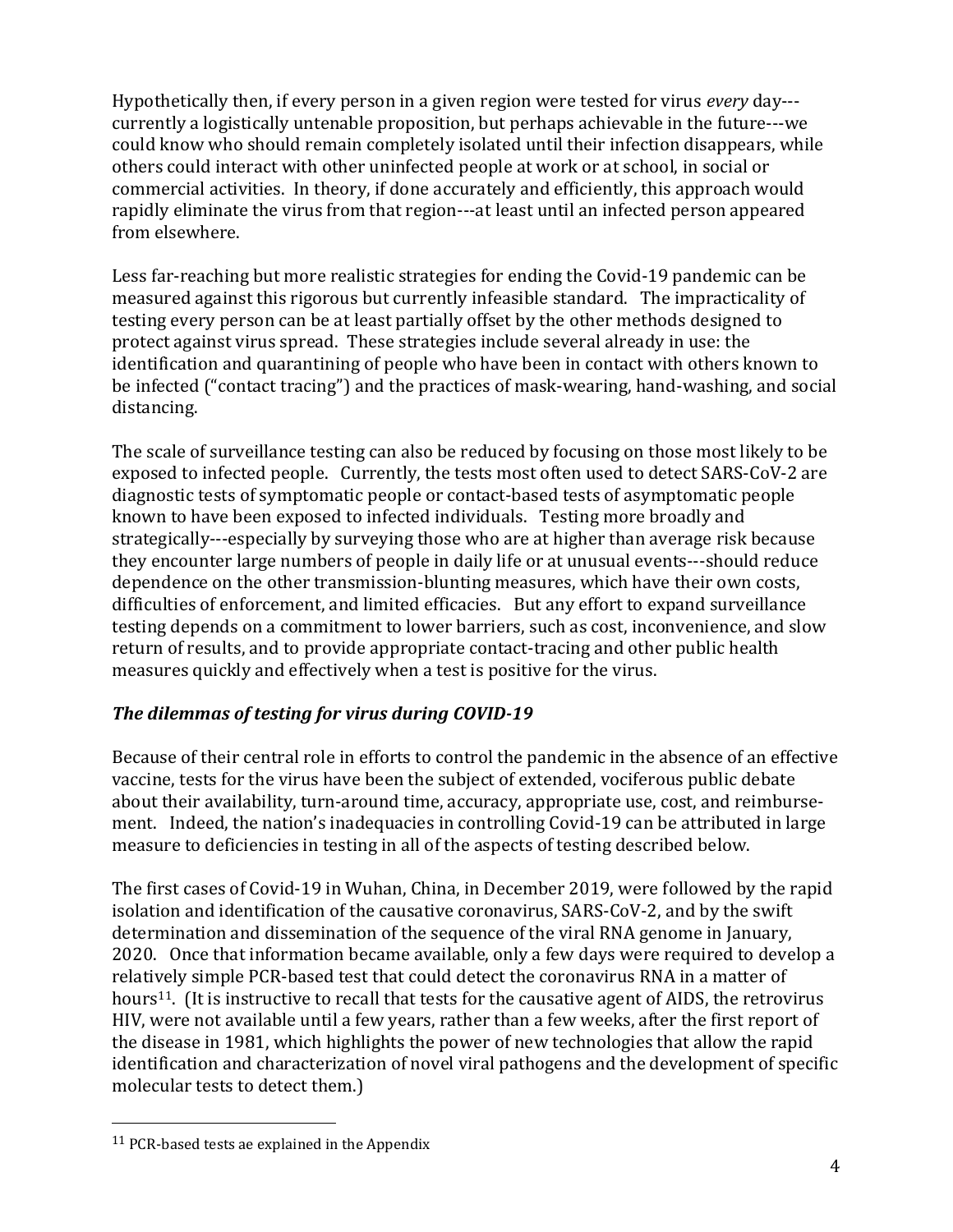Hypothetically then, if every person in a given region were tested for virus *every* day---currently a logistically untenable proposition, but perhaps achievable in the future---we could know who should remain completely isolated until their infection disappears, while others could interact with other uninfected people at work or at school, in social or commercial activities. In theory, if done accurately and efficiently, this approach would rapidly eliminate the virus from that region---at least until an infected person appeared from elsewhere.

Less far-reaching but more realistic strategies for ending the Covid-19 pandemic can be measured against this rigorous but currently infeasible standard. The impracticality of testing every person can be at least partially offset by the other methods designed to protect against virus spread. These strategies include several already in use: the identification and quarantining of people who have been in contact with others known to be infected ("contact tracing") and the practices of mask-wearing, hand-washing, and social distancing.

The scale of surveillance testing can also be reduced by focusing on those most likely to be exposed to infected people. Currently, the tests most often used to detect SARS-CoV-2 are diagnostic tests of symptomatic people or contact-based tests of asymptomatic people known to have been exposed to infected individuals. Testing more broadly and strategically---especially by surveying those who are at higher than average risk because they encounter large numbers of people in daily life or at unusual events---should reduce dependence on the other transmission-blunting measures, which have their own costs, difficulties of enforcement, and limited efficacies. But any effort to expand surveillance testing depends on a commitment to lower barriers, such as cost, inconvenience, and slow return of results, and to provide appropriate contact-tracing and other public health measures quickly and effectively when a test is positive for the virus.

### ***The dilemmas of testing for virus during COVID-19***

Because of their central role in efforts to control the pandemic in the absence of an effective vaccine, tests for the virus have been the subject of extended, vociferous public debate about their availability, turn-around time, accuracy, appropriate use, cost, and reimbursement. Indeed, the nation's inadequacies in controlling Covid-19 can be attributed in large measure to deficiencies in testing in all of the aspects of testing described below.

The first cases of Covid-19 in Wuhan, China, in December 2019, were followed by the rapid isolation and identification of the causative coronavirus, SARS-CoV-2, and by the swift determination and dissemination of the sequence of the viral RNA genome in January, 2020. Once that information became available, only a few days were required to develop a relatively simple PCR-based test that could detect the coronavirus RNA in a matter of hours[11]. (It is instructive to recall that tests for the causative agent of AIDS, the retrovirus HIV, were not available until a few years, rather than a few weeks, after the first report of the disease in 1981, which highlights the power of new technologies that allow the rapid identification and characterization of novel viral pathogens and the development of specific molecular tests to detect them.)

[11] PCR-based tests ae explained in the Appendix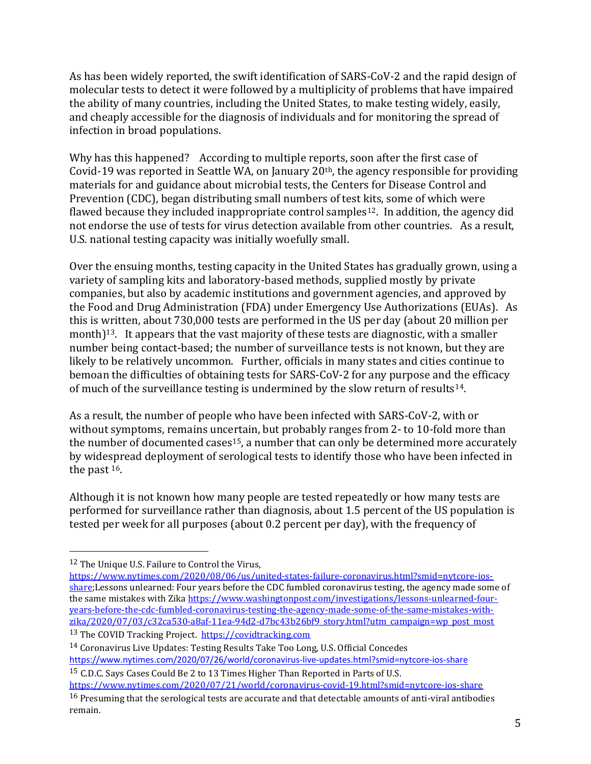As has been widely reported, the swift identification of SARS-CoV-2 and the rapid design of molecular tests to detect it were followed by a multiplicity of problems that have impaired the ability of many countries, including the United States, to make testing widely, easily, and cheaply accessible for the diagnosis of individuals and for monitoring the spread of infection in broad populations.

Why has this happened? According to multiple reports, soon after the first case of Covid-19 was reported in Seattle WA, on January 20th, the agency responsible for providing materials for and guidance about microbial tests, the Centers for Disease Control and Prevention (CDC), began distributing small numbers of test kits, some of which were flawed because they included inappropriate control samples[12]. In addition, the agency did not endorse the use of tests for virus detection available from other countries. As a result, U.S. national testing capacity was initially woefully small.

Over the ensuing months, testing capacity in the United States has gradually grown, using a variety of sampling kits and laboratory-based methods, supplied mostly by private companies, but also by academic institutions and government agencies, and approved by the Food and Drug Administration (FDA) under Emergency Use Authorizations (EUAs). As this is written, about 730,000 tests are performed in the US per day (about 20 million per month)[13]. It appears that the vast majority of these tests are diagnostic, with a smaller number being contact-based; the number of surveillance tests is not known, but they are likely to be relatively uncommon. Further, officials in many states and cities continue to bemoan the difficulties of obtaining tests for SARS-CoV-2 for any purpose and the efficacy of much of the surveillance testing is undermined by the slow return of results[14].

As a result, the number of people who have been infected with SARS-CoV-2, with or without symptoms, remains uncertain, but probably ranges from 2- to 10-fold more than the number of documented cases[15], a number that can only be determined more accurately by widespread deployment of serological tests to identify those who have been infected in the past [16].

Although it is not known how many people are tested repeatedly or how many tests are performed for surveillance rather than diagnosis, about 1.5 percent of the US population is tested per week for all purposes (about 0.2 percent per day), with the frequency of

---

[12] The Unique U.S. Failure to Control the Virus, https://www.nytimes.com/2020/08/06/us/united-states-failure-coronavirus.html?smid=nytcore-ios-share;Lessons unlearned: Four years before the CDC fumbled coronavirus testing, the agency made some of the same mistakes with Zika https://www.washingtonpost.com/investigations/lessons-unlearned-four-years-before-the-cdc-fumbled-coronavirus-testing-the-agency-made-some-of-the-same-mistakes-with-zika/2020/07/03/c32ca530-a8af-11ea-94d2-d7bc43b26bf9_story.html?utm_campaign=wp_post_most

[13] The COVID Tracking Project. https://covidtracking.com

[14] Coronavirus Live Updates: Testing Results Take Too Long, U.S. Official Concedes https://www.nytimes.com/2020/07/26/world/coronavirus-live-updates.html?smid=nytcore-ios-share

[15] C.D.C. Says Cases Could Be 2 to 13 Times Higher Than Reported in Parts of U.S. https://www.nytimes.com/2020/07/21/world/coronavirus-covid-19.html?smid=nytcore-ios-share

[16] Presuming that the serological tests are accurate and that detectable amounts of anti-viral antibodies remain.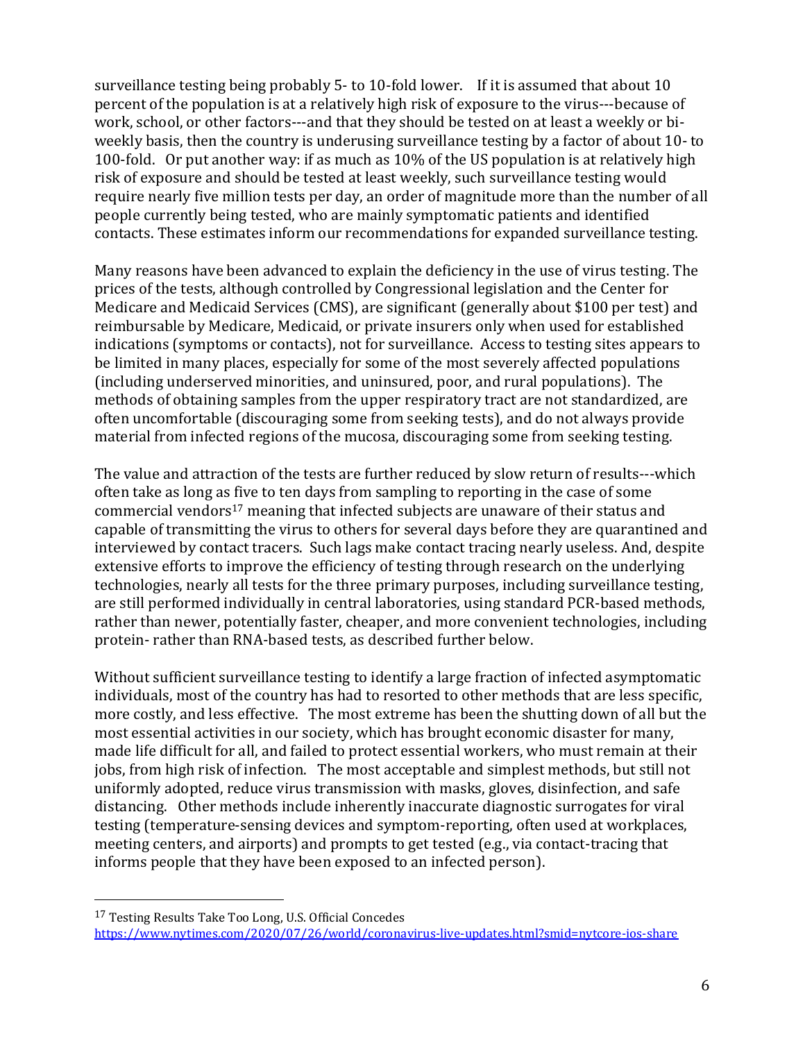surveillance testing being probably 5- to 10-fold lower. If it is assumed that about 10 percent of the population is at a relatively high risk of exposure to the virus---because of work, school, or other factors---and that they should be tested on at least a weekly or bi-weekly basis, then the country is underusing surveillance testing by a factor of about 10- to 100-fold. Or put another way: if as much as 10% of the US population is at relatively high risk of exposure and should be tested at least weekly, such surveillance testing would require nearly five million tests per day, an order of magnitude more than the number of all people currently being tested, who are mainly symptomatic patients and identified contacts. These estimates inform our recommendations for expanded surveillance testing.

Many reasons have been advanced to explain the deficiency in the use of virus testing. The prices of the tests, although controlled by Congressional legislation and the Center for Medicare and Medicaid Services (CMS), are significant (generally about $100 per test) and reimbursable by Medicare, Medicaid, or private insurers only when used for established indications (symptoms or contacts), not for surveillance. Access to testing sites appears to be limited in many places, especially for some of the most severely affected populations (including underserved minorities, and uninsured, poor, and rural populations). The methods of obtaining samples from the upper respiratory tract are not standardized, are often uncomfortable (discouraging some from seeking tests), and do not always provide material from infected regions of the mucosa, discouraging some from seeking testing.

The value and attraction of the tests are further reduced by slow return of results---which often take as long as five to ten days from sampling to reporting in the case of some commercial vendors[17] meaning that infected subjects are unaware of their status and capable of transmitting the virus to others for several days before they are quarantined and interviewed by contact tracers. Such lags make contact tracing nearly useless. And, despite extensive efforts to improve the efficiency of testing through research on the underlying technologies, nearly all tests for the three primary purposes, including surveillance testing, are still performed individually in central laboratories, using standard PCR-based methods, rather than newer, potentially faster, cheaper, and more convenient technologies, including protein- rather than RNA-based tests, as described further below.

Without sufficient surveillance testing to identify a large fraction of infected asymptomatic individuals, most of the country has had to resorted to other methods that are less specific, more costly, and less effective. The most extreme has been the shutting down of all but the most essential activities in our society, which has brought economic disaster for many, made life difficult for all, and failed to protect essential workers, who must remain at their jobs, from high risk of infection. The most acceptable and simplest methods, but still not uniformly adopted, reduce virus transmission with masks, gloves, disinfection, and safe distancing. Other methods include inherently inaccurate diagnostic surrogates for viral testing (temperature-sensing devices and symptom-reporting, often used at workplaces, meeting centers, and airports) and prompts to get tested (e.g., via contact-tracing that informs people that they have been exposed to an infected person).

---

[17] Testing Results Take Too Long, U.S. Official Concedes https://www.nytimes.com/2020/07/26/world/coronavirus-live-updates.html?smid=nytcore-ios-share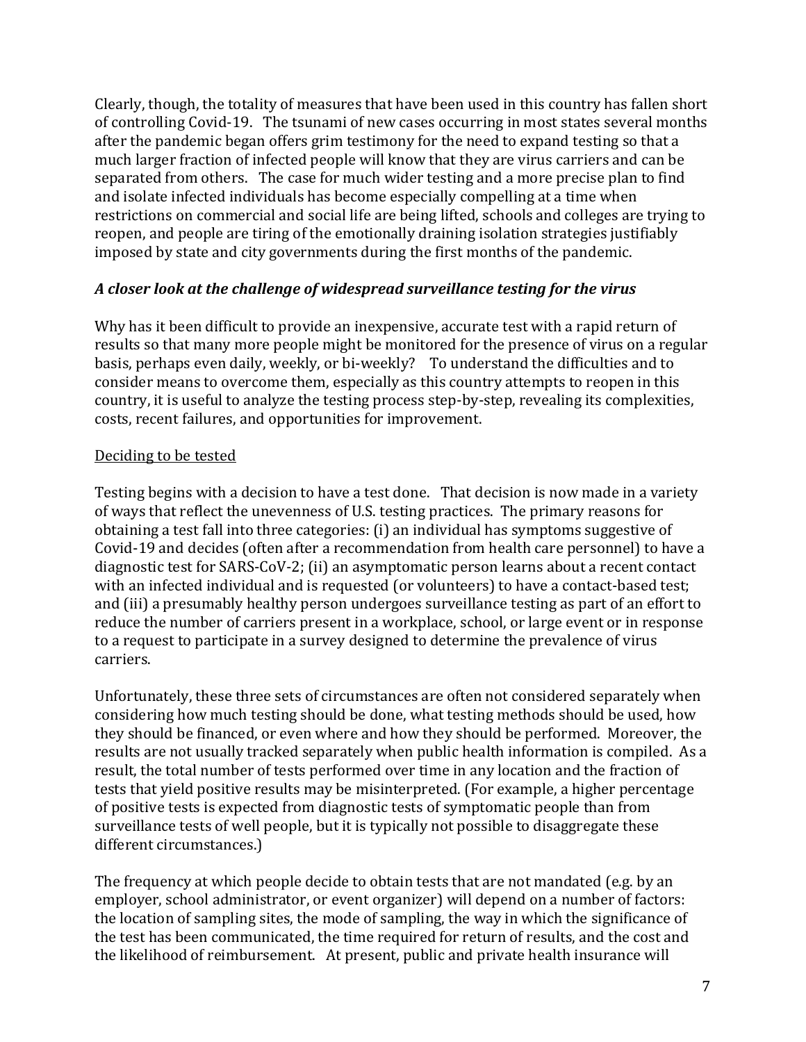Clearly, though, the totality of measures that have been used in this country has fallen short of controlling Covid-19. The tsunami of new cases occurring in most states several months after the pandemic began offers grim testimony for the need to expand testing so that a much larger fraction of infected people will know that they are virus carriers and can be separated from others. The case for much wider testing and a more precise plan to find and isolate infected individuals has become especially compelling at a time when restrictions on commercial and social life are being lifted, schools and colleges are trying to reopen, and people are tiring of the emotionally draining isolation strategies justifiably imposed by state and city governments during the first months of the pandemic.

### *A closer look at the challenge of widespread surveillance testing for the virus*

Why has it been difficult to provide an inexpensive, accurate test with a rapid return of results so that many more people might be monitored for the presence of virus on a regular basis, perhaps even daily, weekly, or bi-weekly? To understand the difficulties and to consider means to overcome them, especially as this country attempts to reopen in this country, it is useful to analyze the testing process step-by-step, revealing its complexities, costs, recent failures, and opportunities for improvement.

#### Deciding to be tested

Testing begins with a decision to have a test done. That decision is now made in a variety of ways that reflect the unevenness of U.S. testing practices. The primary reasons for obtaining a test fall into three categories: (i) an individual has symptoms suggestive of Covid-19 and decides (often after a recommendation from health care personnel) to have a diagnostic test for SARS-CoV-2; (ii) an asymptomatic person learns about a recent contact with an infected individual and is requested (or volunteers) to have a contact-based test; and (iii) a presumably healthy person undergoes surveillance testing as part of an effort to reduce the number of carriers present in a workplace, school, or large event or in response to a request to participate in a survey designed to determine the prevalence of virus carriers.

Unfortunately, these three sets of circumstances are often not considered separately when considering how much testing should be done, what testing methods should be used, how they should be financed, or even where and how they should be performed. Moreover, the results are not usually tracked separately when public health information is compiled. As a result, the total number of tests performed over time in any location and the fraction of tests that yield positive results may be misinterpreted. (For example, a higher percentage of positive tests is expected from diagnostic tests of symptomatic people than from surveillance tests of well people, but it is typically not possible to disaggregate these different circumstances.)

The frequency at which people decide to obtain tests that are not mandated (e.g. by an employer, school administrator, or event organizer) will depend on a number of factors: the location of sampling sites, the mode of sampling, the way in which the significance of the test has been communicated, the time required for return of results, and the cost and the likelihood of reimbursement. At present, public and private health insurance will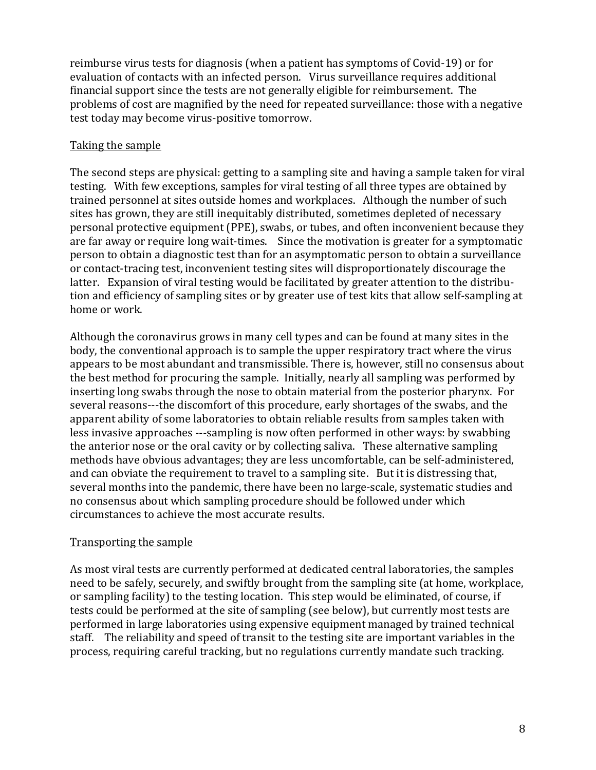reimburse virus tests for diagnosis (when a patient has symptoms of Covid-19) or for evaluation of contacts with an infected person. Virus surveillance requires additional financial support since the tests are not generally eligible for reimbursement. The problems of cost are magnified by the need for repeated surveillance: those with a negative test today may become virus-positive tomorrow.

Taking the sample

The second steps are physical: getting to a sampling site and having a sample taken for viral testing. With few exceptions, samples for viral testing of all three types are obtained by trained personnel at sites outside homes and workplaces. Although the number of such sites has grown, they are still inequitably distributed, sometimes depleted of necessary personal protective equipment (PPE), swabs, or tubes, and often inconvenient because they are far away or require long wait-times. Since the motivation is greater for a symptomatic person to obtain a diagnostic test than for an asymptomatic person to obtain a surveillance or contact-tracing test, inconvenient testing sites will disproportionately discourage the latter. Expansion of viral testing would be facilitated by greater attention to the distribution and efficiency of sampling sites or by greater use of test kits that allow self-sampling at home or work.

Although the coronavirus grows in many cell types and can be found at many sites in the body, the conventional approach is to sample the upper respiratory tract where the virus appears to be most abundant and transmissible. There is, however, still no consensus about the best method for procuring the sample. Initially, nearly all sampling was performed by inserting long swabs through the nose to obtain material from the posterior pharynx. For several reasons---the discomfort of this procedure, early shortages of the swabs, and the apparent ability of some laboratories to obtain reliable results from samples taken with less invasive approaches ---sampling is now often performed in other ways: by swabbing the anterior nose or the oral cavity or by collecting saliva. These alternative sampling methods have obvious advantages; they are less uncomfortable, can be self-administered, and can obviate the requirement to travel to a sampling site. But it is distressing that, several months into the pandemic, there have been no large-scale, systematic studies and no consensus about which sampling procedure should be followed under which circumstances to achieve the most accurate results.

Transporting the sample

As most viral tests are currently performed at dedicated central laboratories, the samples need to be safely, securely, and swiftly brought from the sampling site (at home, workplace, or sampling facility) to the testing location. This step would be eliminated, of course, if tests could be performed at the site of sampling (see below), but currently most tests are performed in large laboratories using expensive equipment managed by trained technical staff. The reliability and speed of transit to the testing site are important variables in the process, requiring careful tracking, but no regulations currently mandate such tracking.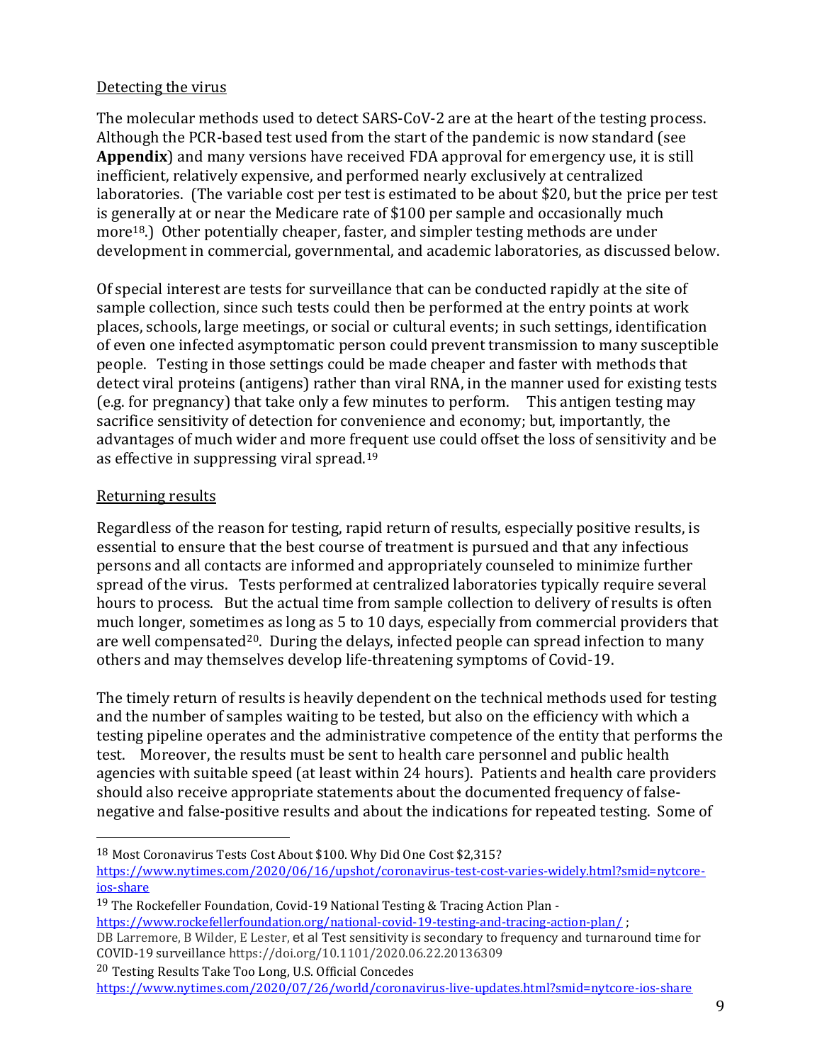Detecting the virus

The molecular methods used to detect SARS-CoV-2 are at the heart of the testing process. Although the PCR-based test used from the start of the pandemic is now standard (see **Appendix**) and many versions have received FDA approval for emergency use, it is still inefficient, relatively expensive, and performed nearly exclusively at centralized laboratories. (The variable cost per test is estimated to be about $20, but the price per test is generally at or near the Medicare rate of $100 per sample and occasionally much more[18].) Other potentially cheaper, faster, and simpler testing methods are under development in commercial, governmental, and academic laboratories, as discussed below.

Of special interest are tests for surveillance that can be conducted rapidly at the site of sample collection, since such tests could then be performed at the entry points at work places, schools, large meetings, or social or cultural events; in such settings, identification of even one infected asymptomatic person could prevent transmission to many susceptible people. Testing in those settings could be made cheaper and faster with methods that detect viral proteins (antigens) rather than viral RNA, in the manner used for existing tests (e.g. for pregnancy) that take only a few minutes to perform. This antigen testing may sacrifice sensitivity of detection for convenience and economy; but, importantly, the advantages of much wider and more frequent use could offset the loss of sensitivity and be as effective in suppressing viral spread.[19]

Returning results

Regardless of the reason for testing, rapid return of results, especially positive results, is essential to ensure that the best course of treatment is pursued and that any infectious persons and all contacts are informed and appropriately counseled to minimize further spread of the virus. Tests performed at centralized laboratories typically require several hours to process. But the actual time from sample collection to delivery of results is often much longer, sometimes as long as 5 to 10 days, especially from commercial providers that are well compensated[20]. During the delays, infected people can spread infection to many others and may themselves develop life-threatening symptoms of Covid-19.

The timely return of results is heavily dependent on the technical methods used for testing and the number of samples waiting to be tested, but also on the efficiency with which a testing pipeline operates and the administrative competence of the entity that performs the test. Moreover, the results must be sent to health care personnel and public health agencies with suitable speed (at least within 24 hours). Patients and health care providers should also receive appropriate statements about the documented frequency of false-negative and false-positive results and about the indications for repeated testing. Some of

---

[18] Most Coronavirus Tests Cost About $100. Why Did One Cost $2,315? https://www.nytimes.com/2020/06/16/upshot/coronavirus-test-cost-varies-widely.html?smid=nytcore-ios-share

[19] The Rockefeller Foundation, Covid-19 National Testing & Tracing Action Plan - https://www.rockefellerfoundation.org/national-covid-19-testing-and-tracing-action-plan/ ;
DB Larremore, B Wilder, E Lester, et al Test sensitivity is secondary to frequency and turnaround time for COVID-19 surveillance https://doi.org/10.1101/2020.06.22.20136309

[20] Testing Results Take Too Long, U.S. Official Concedes https://www.nytimes.com/2020/07/26/world/coronavirus-live-updates.html?smid=nytcore-ios-share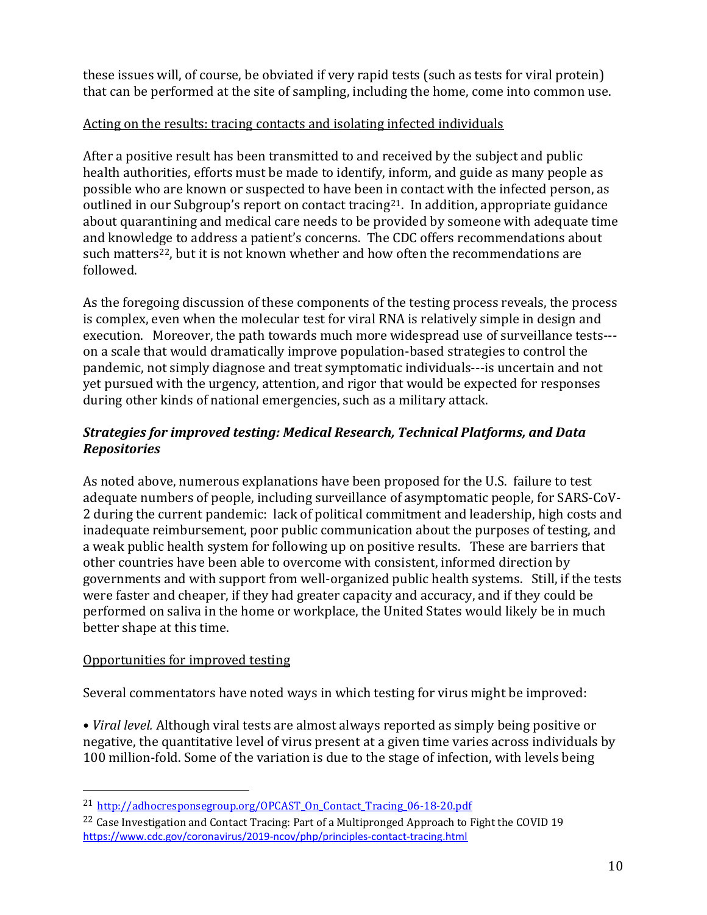these issues will, of course, be obviated if very rapid tests (such as tests for viral protein) that can be performed at the site of sampling, including the home, come into common use.

Acting on the results: tracing contacts and isolating infected individuals

After a positive result has been transmitted to and received by the subject and public health authorities, efforts must be made to identify, inform, and guide as many people as possible who are known or suspected to have been in contact with the infected person, as outlined in our Subgroup's report on contact tracing[21]. In addition, appropriate guidance about quarantining and medical care needs to be provided by someone with adequate time and knowledge to address a patient's concerns. The CDC offers recommendations about such matters[22], but it is not known whether and how often the recommendations are followed.

As the foregoing discussion of these components of the testing process reveals, the process is complex, even when the molecular test for viral RNA is relatively simple in design and execution. Moreover, the path towards much more widespread use of surveillance tests---on a scale that would dramatically improve population-based strategies to control the pandemic, not simply diagnose and treat symptomatic individuals---is uncertain and not yet pursued with the urgency, attention, and rigor that would be expected for responses during other kinds of national emergencies, such as a military attack.

### *Strategies for improved testing: Medical Research, Technical Platforms, and Data Repositories*

As noted above, numerous explanations have been proposed for the U.S. failure to test adequate numbers of people, including surveillance of asymptomatic people, for SARS-CoV-2 during the current pandemic: lack of political commitment and leadership, high costs and inadequate reimbursement, poor public communication about the purposes of testing, and a weak public health system for following up on positive results. These are barriers that other countries have been able to overcome with consistent, informed direction by governments and with support from well-organized public health systems. Still, if the tests were faster and cheaper, if they had greater capacity and accuracy, and if they could be performed on saliva in the home or workplace, the United States would likely be in much better shape at this time.

Opportunities for improved testing

Several commentators have noted ways in which testing for virus might be improved:

• *Viral level.* Although viral tests are almost always reported as simply being positive or negative, the quantitative level of virus present at a given time varies across individuals by 100 million-fold. Some of the variation is due to the stage of infection, with levels being

---

[21] http://adhocresponsegroup.org/OPCAST_On_Contact_Tracing_06-18-20.pdf

[22] Case Investigation and Contact Tracing: Part of a Multipronged Approach to Fight the COVID 19 https://www.cdc.gov/coronavirus/2019-ncov/php/principles-contact-tracing.html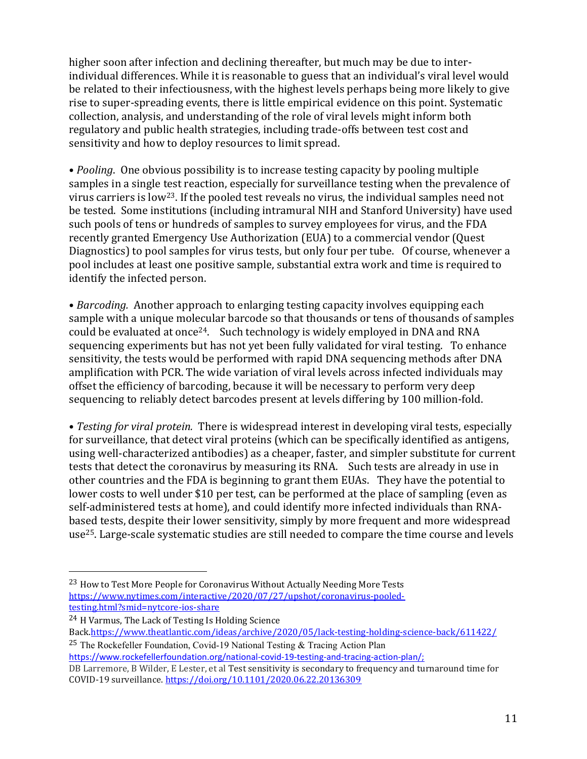higher soon after infection and declining thereafter, but much may be due to inter-individual differences. While it is reasonable to guess that an individual's viral level would be related to their infectiousness, with the highest levels perhaps being more likely to give rise to super-spreading events, there is little empirical evidence on this point. Systematic collection, analysis, and understanding of the role of viral levels might inform both regulatory and public health strategies, including trade-offs between test cost and sensitivity and how to deploy resources to limit spread.

• *Pooling*. One obvious possibility is to increase testing capacity by pooling multiple samples in a single test reaction, especially for surveillance testing when the prevalence of virus carriers is low[23]. If the pooled test reveals no virus, the individual samples need not be tested. Some institutions (including intramural NIH and Stanford University) have used such pools of tens or hundreds of samples to survey employees for virus, and the FDA recently granted Emergency Use Authorization (EUA) to a commercial vendor (Quest Diagnostics) to pool samples for virus tests, but only four per tube. Of course, whenever a pool includes at least one positive sample, substantial extra work and time is required to identify the infected person.

• *Barcoding.* Another approach to enlarging testing capacity involves equipping each sample with a unique molecular barcode so that thousands or tens of thousands of samples could be evaluated at once[24]. Such technology is widely employed in DNA and RNA sequencing experiments but has not yet been fully validated for viral testing. To enhance sensitivity, the tests would be performed with rapid DNA sequencing methods after DNA amplification with PCR. The wide variation of viral levels across infected individuals may offset the efficiency of barcoding, because it will be necessary to perform very deep sequencing to reliably detect barcodes present at levels differing by 100 million-fold.

• *Testing for viral protein.* There is widespread interest in developing viral tests, especially for surveillance, that detect viral proteins (which can be specifically identified as antigens, using well-characterized antibodies) as a cheaper, faster, and simpler substitute for current tests that detect the coronavirus by measuring its RNA. Such tests are already in use in other countries and the FDA is beginning to grant them EUAs. They have the potential to lower costs to well under $10 per test, can be performed at the place of sampling (even as self-administered tests at home), and could identify more infected individuals than RNA-based tests, despite their lower sensitivity, simply by more frequent and more widespread use[25]. Large-scale systematic studies are still needed to compare the time course and levels

---

[23] How to Test More People for Coronavirus Without Actually Needing More Tests https://www.nytimes.com/interactive/2020/07/27/upshot/coronavirus-pooled-testing.html?smid=nytcore-ios-share

[24] H Varmus, The Lack of Testing Is Holding Science Back.https://www.theatlantic.com/ideas/archive/2020/05/lack-testing-holding-science-back/611422/

[25] The Rockefeller Foundation, Covid-19 National Testing & Tracing Action Plan https://www.rockefellerfoundation.org/national-covid-19-testing-and-tracing-action-plan/;
DB Larremore, B Wilder, E Lester, et al Test sensitivity is secondary to frequency and turnaround time for COVID-19 surveillance. https://doi.org/10.1101/2020.06.22.20136309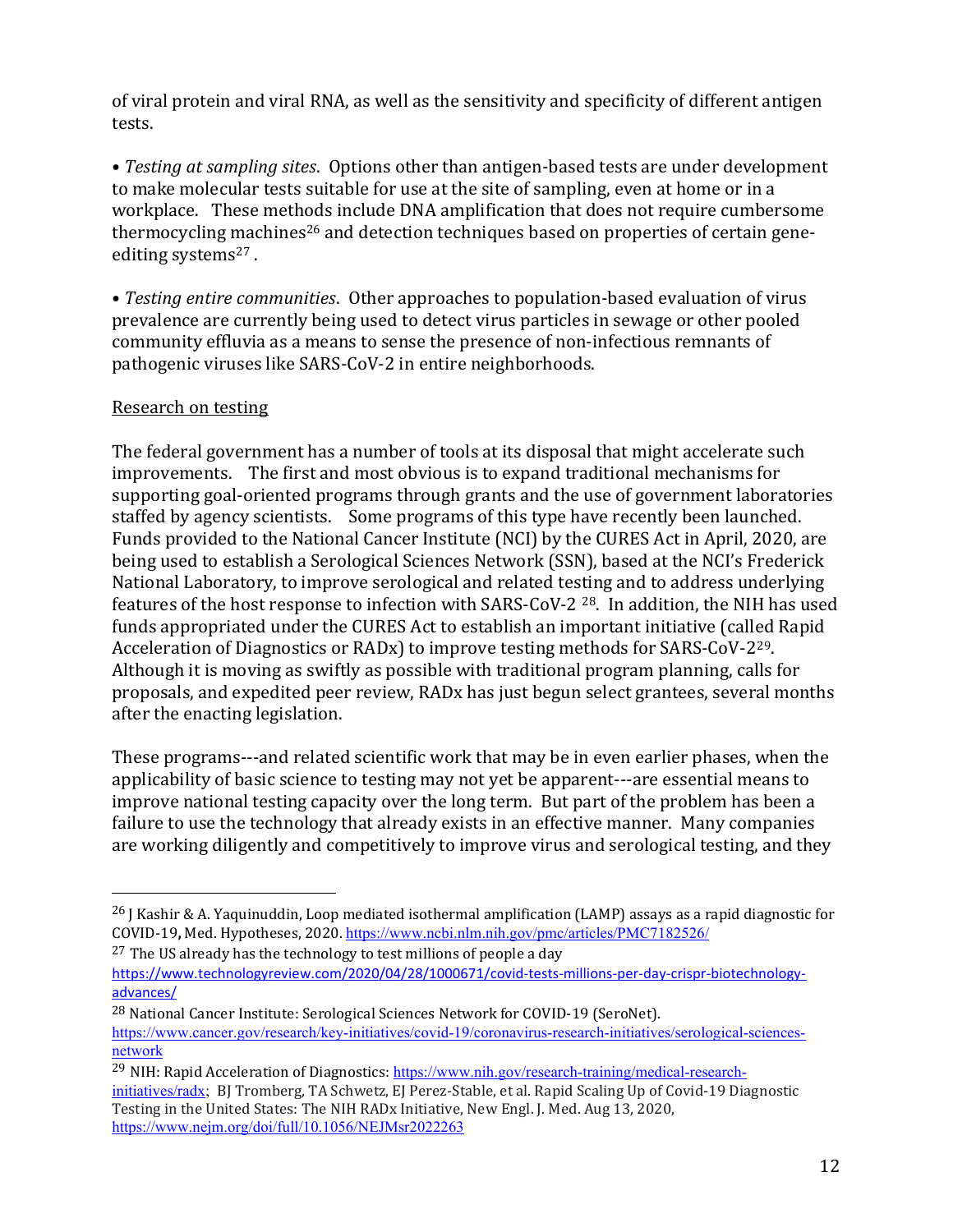of viral protein and viral RNA, as well as the sensitivity and specificity of different antigen tests.

• *Testing at sampling sites*. Options other than antigen-based tests are under development to make molecular tests suitable for use at the site of sampling, even at home or in a workplace. These methods include DNA amplification that does not require cumbersome thermocycling machines[26] and detection techniques based on properties of certain gene-editing systems[27].

• *Testing entire communities*. Other approaches to population-based evaluation of virus prevalence are currently being used to detect virus particles in sewage or other pooled community effluvia as a means to sense the presence of non-infectious remnants of pathogenic viruses like SARS-CoV-2 in entire neighborhoods.

Research on testing

The federal government has a number of tools at its disposal that might accelerate such improvements. The first and most obvious is to expand traditional mechanisms for supporting goal-oriented programs through grants and the use of government laboratories staffed by agency scientists. Some programs of this type have recently been launched. Funds provided to the National Cancer Institute (NCI) by the CURES Act in April, 2020, are being used to establish a Serological Sciences Network (SSN), based at the NCI's Frederick National Laboratory, to improve serological and related testing and to address underlying features of the host response to infection with SARS-CoV-2 [28]. In addition, the NIH has used funds appropriated under the CURES Act to establish an important initiative (called Rapid Acceleration of Diagnostics or RADx) to improve testing methods for SARS-CoV-2[29]. Although it is moving as swiftly as possible with traditional program planning, calls for proposals, and expedited peer review, RADx has just begun select grantees, several months after the enacting legislation.

These programs---and related scientific work that may be in even earlier phases, when the applicability of basic science to testing may not yet be apparent---are essential means to improve national testing capacity over the long term. But part of the problem has been a failure to use the technology that already exists in an effective manner. Many companies are working diligently and competitively to improve virus and serological testing, and they

---

[26] J Kashir & A. Yaquinuddin, Loop mediated isothermal amplification (LAMP) assays as a rapid diagnostic for COVID-19, Med. Hypotheses, 2020. https://www.ncbi.nlm.nih.gov/pmc/articles/PMC7182526/

[27] The US already has the technology to test millions of people a day https://www.technologyreview.com/2020/04/28/1000671/covid-tests-millions-per-day-crispr-biotechnology-advances/

[28] National Cancer Institute: Serological Sciences Network for COVID-19 (SeroNet). https://www.cancer.gov/research/key-initiatives/covid-19/coronavirus-research-initiatives/serological-sciences-network

[29] NIH: Rapid Acceleration of Diagnostics: https://www.nih.gov/research-training/medical-research-initiatives/radx; BJ Tromberg, TA Schwetz, EJ Perez-Stable, et al. Rapid Scaling Up of Covid-19 Diagnostic Testing in the United States: The NIH RADx Initiative, New Engl. J. Med. Aug 13, 2020, https://www.nejm.org/doi/full/10.1056/NEJMsr2022263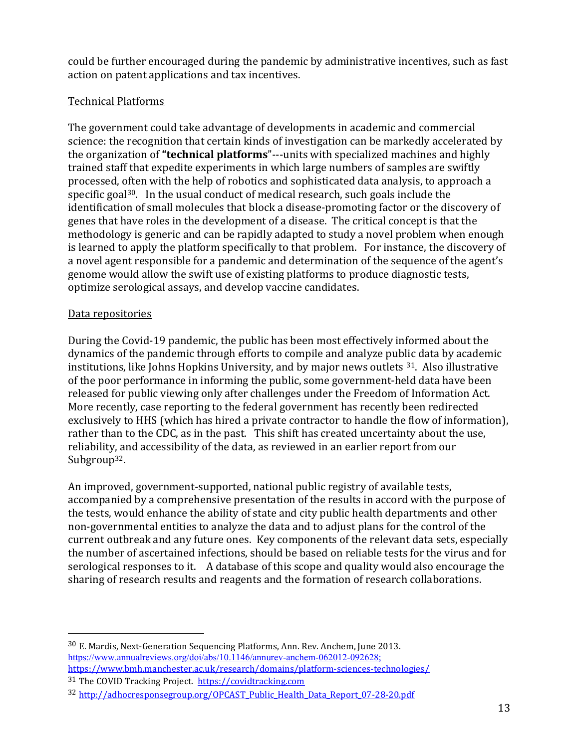could be further encouraged during the pandemic by administrative incentives, such as fast action on patent applications and tax incentives.

Technical Platforms

The government could take advantage of developments in academic and commercial science: the recognition that certain kinds of investigation can be markedly accelerated by the organization of **"technical platforms"**---units with specialized machines and highly trained staff that expedite experiments in which large numbers of samples are swiftly processed, often with the help of robotics and sophisticated data analysis, to approach a specific goal[30]. In the usual conduct of medical research, such goals include the identification of small molecules that block a disease-promoting factor or the discovery of genes that have roles in the development of a disease. The critical concept is that the methodology is generic and can be rapidly adapted to study a novel problem when enough is learned to apply the platform specifically to that problem. For instance, the discovery of a novel agent responsible for a pandemic and determination of the sequence of the agent's genome would allow the swift use of existing platforms to produce diagnostic tests, optimize serological assays, and develop vaccine candidates.

Data repositories

During the Covid-19 pandemic, the public has been most effectively informed about the dynamics of the pandemic through efforts to compile and analyze public data by academic institutions, like Johns Hopkins University, and by major news outlets [31]. Also illustrative of the poor performance in informing the public, some government-held data have been released for public viewing only after challenges under the Freedom of Information Act. More recently, case reporting to the federal government has recently been redirected exclusively to HHS (which has hired a private contractor to handle the flow of information), rather than to the CDC, as in the past. This shift has created uncertainty about the use, reliability, and accessibility of the data, as reviewed in an earlier report from our Subgroup[32].

An improved, government-supported, national public registry of available tests, accompanied by a comprehensive presentation of the results in accord with the purpose of the tests, would enhance the ability of state and city public health departments and other non-governmental entities to analyze the data and to adjust plans for the control of the current outbreak and any future ones. Key components of the relevant data sets, especially the number of ascertained infections, should be based on reliable tests for the virus and for serological responses to it. A database of this scope and quality would also encourage the sharing of research results and reagents and the formation of research collaborations.

---

[30] E. Mardis, Next-Generation Sequencing Platforms, Ann. Rev. Anchem, June 2013. https://www.annualreviews.org/doi/abs/10.1146/annurev-anchem-062012-092628; https://www.bmh.manchester.ac.uk/research/domains/platform-sciences-technologies/

[31] The COVID Tracking Project. https://covidtracking.com

[32] http://adhocresponsegroup.org/OPCAST_Public_Health_Data_Report_07-28-20.pdf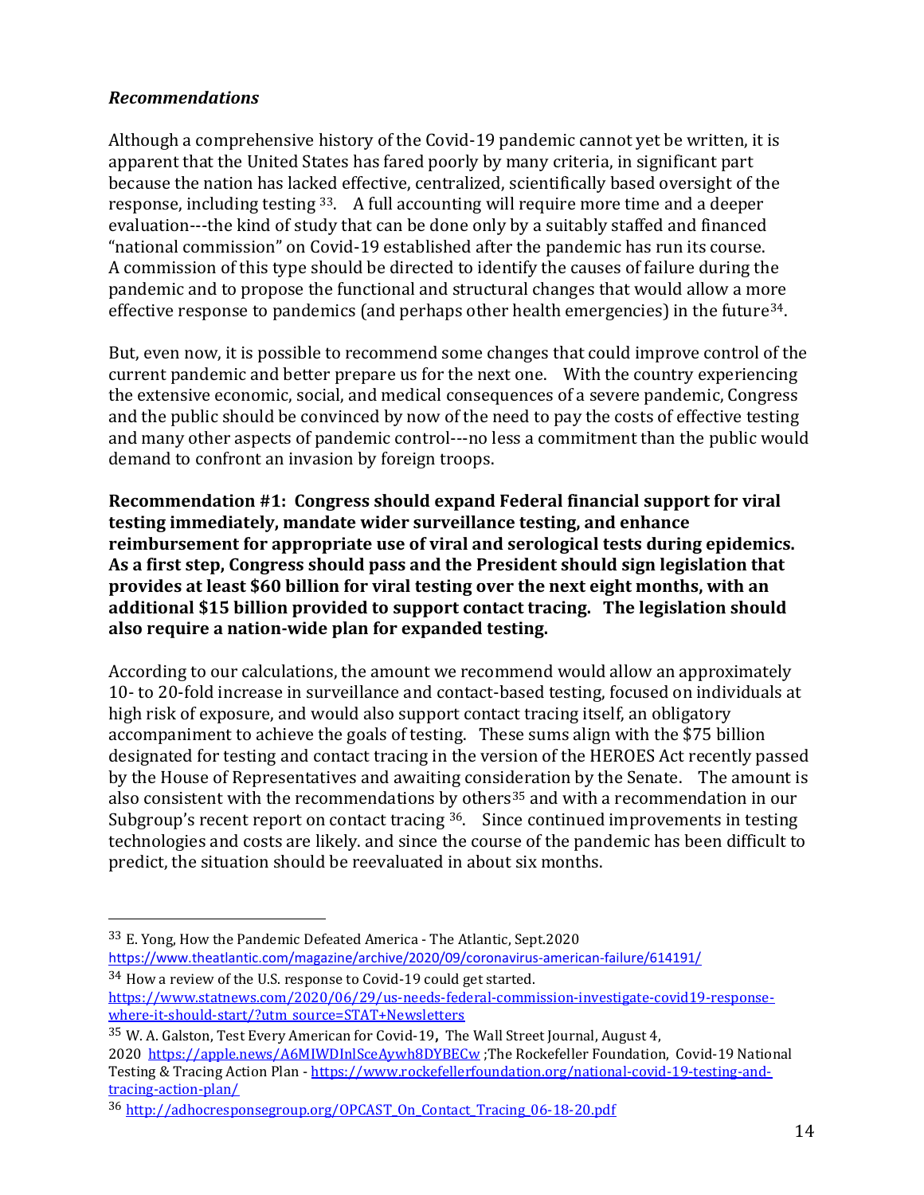### *Recommendations*

Although a comprehensive history of the Covid-19 pandemic cannot yet be written, it is apparent that the United States has fared poorly by many criteria, in significant part because the nation has lacked effective, centralized, scientifically based oversight of the response, including testing [33]. A full accounting will require more time and a deeper evaluation---the kind of study that can be done only by a suitably staffed and financed "national commission" on Covid-19 established after the pandemic has run its course. A commission of this type should be directed to identify the causes of failure during the pandemic and to propose the functional and structural changes that would allow a more effective response to pandemics (and perhaps other health emergencies) in the future[34].

But, even now, it is possible to recommend some changes that could improve control of the current pandemic and better prepare us for the next one. With the country experiencing the extensive economic, social, and medical consequences of a severe pandemic, Congress and the public should be convinced by now of the need to pay the costs of effective testing and many other aspects of pandemic control---no less a commitment than the public would demand to confront an invasion by foreign troops.

**Recommendation #1: Congress should expand Federal financial support for viral testing immediately, mandate wider surveillance testing, and enhance reimbursement for appropriate use of viral and serological tests during epidemics. As a first step, Congress should pass and the President should sign legislation that provides at least $60 billion for viral testing over the next eight months, with an additional $15 billion provided to support contact tracing. The legislation should also require a nation-wide plan for expanded testing.**

According to our calculations, the amount we recommend would allow an approximately 10- to 20-fold increase in surveillance and contact-based testing, focused on individuals at high risk of exposure, and would also support contact tracing itself, an obligatory accompaniment to achieve the goals of testing. These sums align with the $75 billion designated for testing and contact tracing in the version of the HEROES Act recently passed by the House of Representatives and awaiting consideration by the Senate. The amount is also consistent with the recommendations by others[35] and with a recommendation in our Subgroup's recent report on contact tracing [36]. Since continued improvements in testing technologies and costs are likely. and since the course of the pandemic has been difficult to predict, the situation should be reevaluated in about six months.

---

[33] E. Yong, How the Pandemic Defeated America - The Atlantic, Sept.2020 https://www.theatlantic.com/magazine/archive/2020/09/coronavirus-american-failure/614191/

[34] How a review of the U.S. response to Covid-19 could get started. https://www.statnews.com/2020/06/29/us-needs-federal-commission-investigate-covid19-response-where-it-should-start/?utm_source=STAT+Newsletters

[35] W. A. Galston, Test Every American for Covid-19**,** The Wall Street Journal, August 4, 2020 https://apple.news/A6MIWDInlSceAywh8DYBECw ;The Rockefeller Foundation, Covid-19 National Testing & Tracing Action Plan - https://www.rockefellerfoundation.org/national-covid-19-testing-and-tracing-action-plan/

[36] http://adhocresponsegroup.org/OPCAST_On_Contact_Tracing_06-18-20.pdf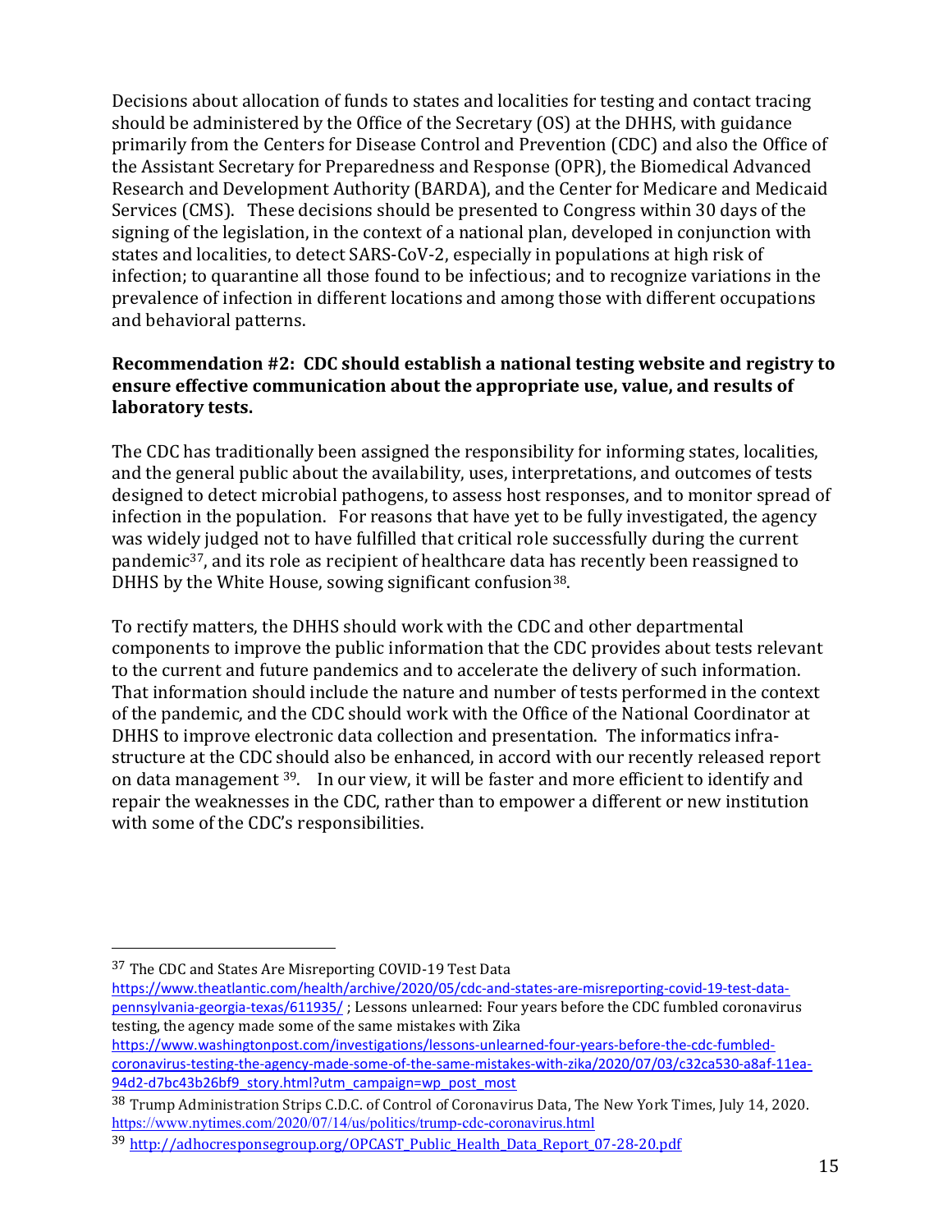Decisions about allocation of funds to states and localities for testing and contact tracing should be administered by the Office of the Secretary (OS) at the DHHS, with guidance primarily from the Centers for Disease Control and Prevention (CDC) and also the Office of the Assistant Secretary for Preparedness and Response (OPR), the Biomedical Advanced Research and Development Authority (BARDA), and the Center for Medicare and Medicaid Services (CMS). These decisions should be presented to Congress within 30 days of the signing of the legislation, in the context of a national plan, developed in conjunction with states and localities, to detect SARS-CoV-2, especially in populations at high risk of infection; to quarantine all those found to be infectious; and to recognize variations in the prevalence of infection in different locations and among those with different occupations and behavioral patterns.

**Recommendation #2: CDC should establish a national testing website and registry to ensure effective communication about the appropriate use, value, and results of laboratory tests.**

The CDC has traditionally been assigned the responsibility for informing states, localities, and the general public about the availability, uses, interpretations, and outcomes of tests designed to detect microbial pathogens, to assess host responses, and to monitor spread of infection in the population. For reasons that have yet to be fully investigated, the agency was widely judged not to have fulfilled that critical role successfully during the current pandemic[37], and its role as recipient of healthcare data has recently been reassigned to DHHS by the White House, sowing significant confusion[38].

To rectify matters, the DHHS should work with the CDC and other departmental components to improve the public information that the CDC provides about tests relevant to the current and future pandemics and to accelerate the delivery of such information. That information should include the nature and number of tests performed in the context of the pandemic, and the CDC should work with the Office of the National Coordinator at DHHS to improve electronic data collection and presentation. The informatics infra-structure at the CDC should also be enhanced, in accord with our recently released report on data management [39]. In our view, it will be faster and more efficient to identify and repair the weaknesses in the CDC, rather than to empower a different or new institution with some of the CDC's responsibilities.

---

[37] The CDC and States Are Misreporting COVID-19 Test Data https://www.theatlantic.com/health/archive/2020/05/cdc-and-states-are-misreporting-covid-19-test-data-pennsylvania-georgia-texas/611935/ ; Lessons unlearned: Four years before the CDC fumbled coronavirus testing, the agency made some of the same mistakes with Zika https://www.washingtonpost.com/investigations/lessons-unlearned-four-years-before-the-cdc-fumbled-coronavirus-testing-the-agency-made-some-of-the-same-mistakes-with-zika/2020/07/03/c32ca530-a8af-11ea-94d2-d7bc43b26bf9_story.html?utm_campaign=wp_post_most

[38] Trump Administration Strips C.D.C. of Control of Coronavirus Data, The New York Times, July 14, 2020. https://www.nytimes.com/2020/07/14/us/politics/trump-cdc-coronavirus.html

[39] http://adhocresponsegroup.org/OPCAST_Public_Health_Data_Report_07-28-20.pdf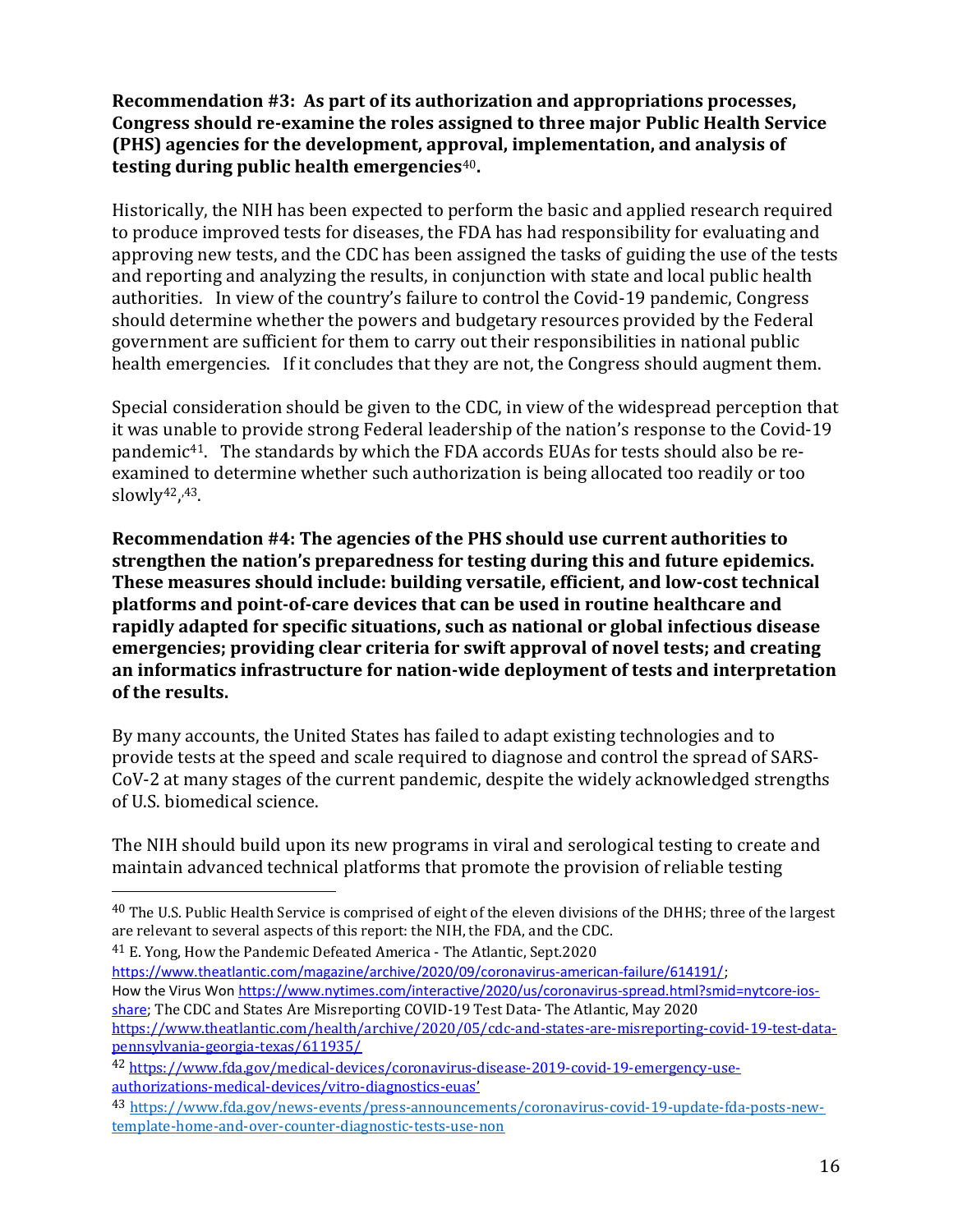**Recommendation #3: As part of its authorization and appropriations processes, Congress should re-examine the roles assigned to three major Public Health Service (PHS) agencies for the development, approval, implementation, and analysis of testing during public health emergencies[40].**

Historically, the NIH has been expected to perform the basic and applied research required to produce improved tests for diseases, the FDA has had responsibility for evaluating and approving new tests, and the CDC has been assigned the tasks of guiding the use of the tests and reporting and analyzing the results, in conjunction with state and local public health authorities. In view of the country's failure to control the Covid-19 pandemic, Congress should determine whether the powers and budgetary resources provided by the Federal government are sufficient for them to carry out their responsibilities in national public health emergencies. If it concludes that they are not, the Congress should augment them.

Special consideration should be given to the CDC, in view of the widespread perception that it was unable to provide strong Federal leadership of the nation's response to the Covid-19 pandemic[41]. The standards by which the FDA accords EUAs for tests should also be re-examined to determine whether such authorization is being allocated too readily or too slowly[42],[43].

**Recommendation #4: The agencies of the PHS should use current authorities to strengthen the nation's preparedness for testing during this and future epidemics. These measures should include: building versatile, efficient, and low-cost technical platforms and point-of-care devices that can be used in routine healthcare and rapidly adapted for specific situations, such as national or global infectious disease emergencies; providing clear criteria for swift approval of novel tests; and creating an informatics infrastructure for nation-wide deployment of tests and interpretation of the results.**

By many accounts, the United States has failed to adapt existing technologies and to provide tests at the speed and scale required to diagnose and control the spread of SARS-CoV-2 at many stages of the current pandemic, despite the widely acknowledged strengths of U.S. biomedical science.

The NIH should build upon its new programs in viral and serological testing to create and maintain advanced technical platforms that promote the provision of reliable testing

---

[40] The U.S. Public Health Service is comprised of eight of the eleven divisions of the DHHS; three of the largest are relevant to several aspects of this report: the NIH, the FDA, and the CDC.

[41] E. Yong, How the Pandemic Defeated America - The Atlantic, Sept.2020 https://www.theatlantic.com/magazine/archive/2020/09/coronavirus-american-failure/614191/; How the Virus Won https://www.nytimes.com/interactive/2020/us/coronavirus-spread.html?smid=nytcore-ios-share; The CDC and States Are Misreporting COVID-19 Test Data- The Atlantic, May 2020 https://www.theatlantic.com/health/archive/2020/05/cdc-and-states-are-misreporting-covid-19-test-data-pennsylvania-georgia-texas/611935/

[42] https://www.fda.gov/medical-devices/coronavirus-disease-2019-covid-19-emergency-use-authorizations-medical-devices/vitro-diagnostics-euas'

[43] https://www.fda.gov/news-events/press-announcements/coronavirus-covid-19-update-fda-posts-new-template-home-and-over-counter-diagnostic-tests-use-non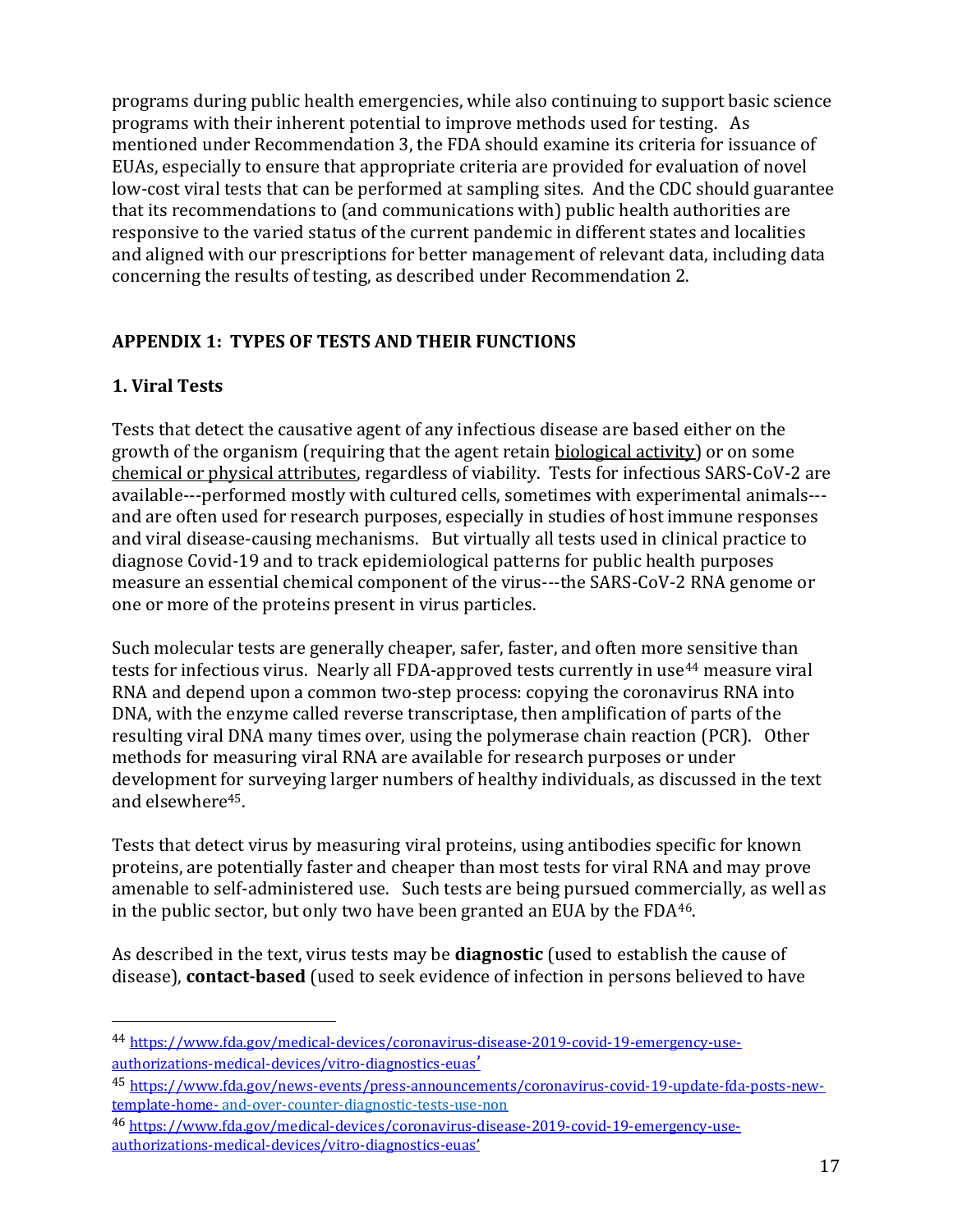programs during public health emergencies, while also continuing to support basic science programs with their inherent potential to improve methods used for testing. As mentioned under Recommendation 3, the FDA should examine its criteria for issuance of EUAs, especially to ensure that appropriate criteria are provided for evaluation of novel low-cost viral tests that can be performed at sampling sites. And the CDC should guarantee that its recommendations to (and communications with) public health authorities are responsive to the varied status of the current pandemic in different states and localities and aligned with our prescriptions for better management of relevant data, including data concerning the results of testing, as described under Recommendation 2.

## APPENDIX 1: TYPES OF TESTS AND THEIR FUNCTIONS

### 1. Viral Tests

Tests that detect the causative agent of any infectious disease are based either on the growth of the organism (requiring that the agent retain biological activity) or on some chemical or physical attributes, regardless of viability. Tests for infectious SARS-CoV-2 are available---performed mostly with cultured cells, sometimes with experimental animals---and are often used for research purposes, especially in studies of host immune responses and viral disease-causing mechanisms. But virtually all tests used in clinical practice to diagnose Covid-19 and to track epidemiological patterns for public health purposes measure an essential chemical component of the virus---the SARS-CoV-2 RNA genome or one or more of the proteins present in virus particles.

Such molecular tests are generally cheaper, safer, faster, and often more sensitive than tests for infectious virus. Nearly all FDA-approved tests currently in use[44] measure viral RNA and depend upon a common two-step process: copying the coronavirus RNA into DNA, with the enzyme called reverse transcriptase, then amplification of parts of the resulting viral DNA many times over, using the polymerase chain reaction (PCR). Other methods for measuring viral RNA are available for research purposes or under development for surveying larger numbers of healthy individuals, as discussed in the text and elsewhere[45].

Tests that detect virus by measuring viral proteins, using antibodies specific for known proteins, are potentially faster and cheaper than most tests for viral RNA and may prove amenable to self-administered use. Such tests are being pursued commercially, as well as in the public sector, but only two have been granted an EUA by the FDA[46].

As described in the text, virus tests may be **diagnostic** (used to establish the cause of disease), **contact-based** (used to seek evidence of infection in persons believed to have

---

[44] https://www.fda.gov/medical-devices/coronavirus-disease-2019-covid-19-emergency-use-authorizations-medical-devices/vitro-diagnostics-euas'

[45] https://www.fda.gov/news-events/press-announcements/coronavirus-covid-19-update-fda-posts-new-template-home- and-over-counter-diagnostic-tests-use-non

[46] https://www.fda.gov/medical-devices/coronavirus-disease-2019-covid-19-emergency-use-authorizations-medical-devices/vitro-diagnostics-euas'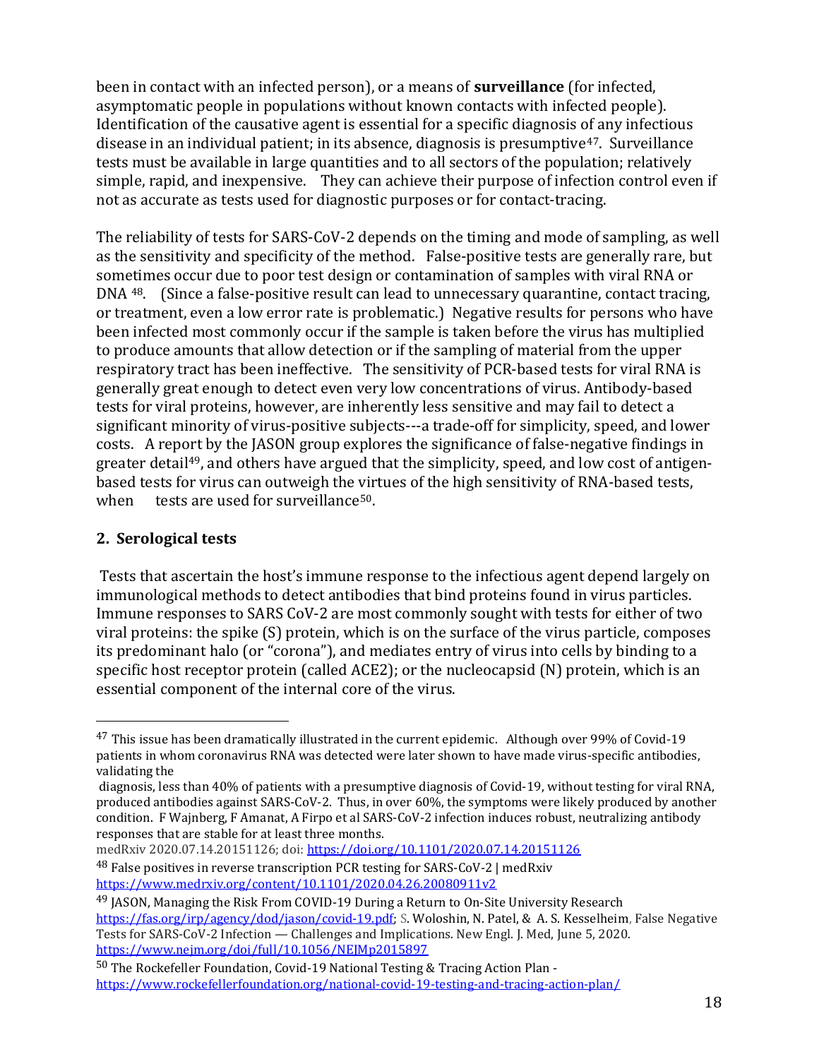been in contact with an infected person), or a means of **surveillance** (for infected, asymptomatic people in populations without known contacts with infected people). Identification of the causative agent is essential for a specific diagnosis of any infectious disease in an individual patient; in its absence, diagnosis is presumptive[47]. Surveillance tests must be available in large quantities and to all sectors of the population; relatively simple, rapid, and inexpensive. They can achieve their purpose of infection control even if not as accurate as tests used for diagnostic purposes or for contact-tracing.

The reliability of tests for SARS-CoV-2 depends on the timing and mode of sampling, as well as the sensitivity and specificity of the method. False-positive tests are generally rare, but sometimes occur due to poor test design or contamination of samples with viral RNA or DNA [48]. (Since a false-positive result can lead to unnecessary quarantine, contact tracing, or treatment, even a low error rate is problematic.) Negative results for persons who have been infected most commonly occur if the sample is taken before the virus has multiplied to produce amounts that allow detection or if the sampling of material from the upper respiratory tract has been ineffective. The sensitivity of PCR-based tests for viral RNA is generally great enough to detect even very low concentrations of virus. Antibody-based tests for viral proteins, however, are inherently less sensitive and may fail to detect a significant minority of virus-positive subjects---a trade-off for simplicity, speed, and lower costs. A report by the JASON group explores the significance of false-negative findings in greater detail[49], and others have argued that the simplicity, speed, and low cost of antigen-based tests for virus can outweigh the virtues of the high sensitivity of RNA-based tests, when tests are used for surveillance[50].

## 2. Serological tests

Tests that ascertain the host's immune response to the infectious agent depend largely on immunological methods to detect antibodies that bind proteins found in virus particles. Immune responses to SARS CoV-2 are most commonly sought with tests for either of two viral proteins: the spike (S) protein, which is on the surface of the virus particle, composes its predominant halo (or "corona"), and mediates entry of virus into cells by binding to a specific host receptor protein (called ACE2); or the nucleocapsid (N) protein, which is an essential component of the internal core of the virus.

---

[47] This issue has been dramatically illustrated in the current epidemic. Although over 99% of Covid-19 patients in whom coronavirus RNA was detected were later shown to have made virus-specific antibodies, validating the diagnosis, less than 40% of patients with a presumptive diagnosis of Covid-19, without testing for viral RNA, produced antibodies against SARS-CoV-2. Thus, in over 60%, the symptoms were likely produced by another condition. F Wajnberg, F Amanat, A Firpo et al SARS-CoV-2 infection induces robust, neutralizing antibody responses that are stable for at least three months. medRxiv 2020.07.14.20151126; doi: https://doi.org/10.1101/2020.07.14.20151126

[48] False positives in reverse transcription PCR testing for SARS-CoV-2 | medRxiv https://www.medrxiv.org/content/10.1101/2020.04.26.20080911v2

[49] JASON, Managing the Risk From COVID-19 During a Return to On-Site University Research https://fas.org/irp/agency/dod/jason/covid-19.pdf; S. Woloshin, N. Patel, & A. S. Kesselheim, False Negative Tests for SARS-CoV-2 Infection — Challenges and Implications. New Engl. J. Med, June 5, 2020. https://www.nejm.org/doi/full/10.1056/NEJMp2015897

[50] The Rockefeller Foundation, Covid-19 National Testing & Tracing Action Plan - https://www.rockefellerfoundation.org/national-covid-19-testing-and-tracing-action-plan/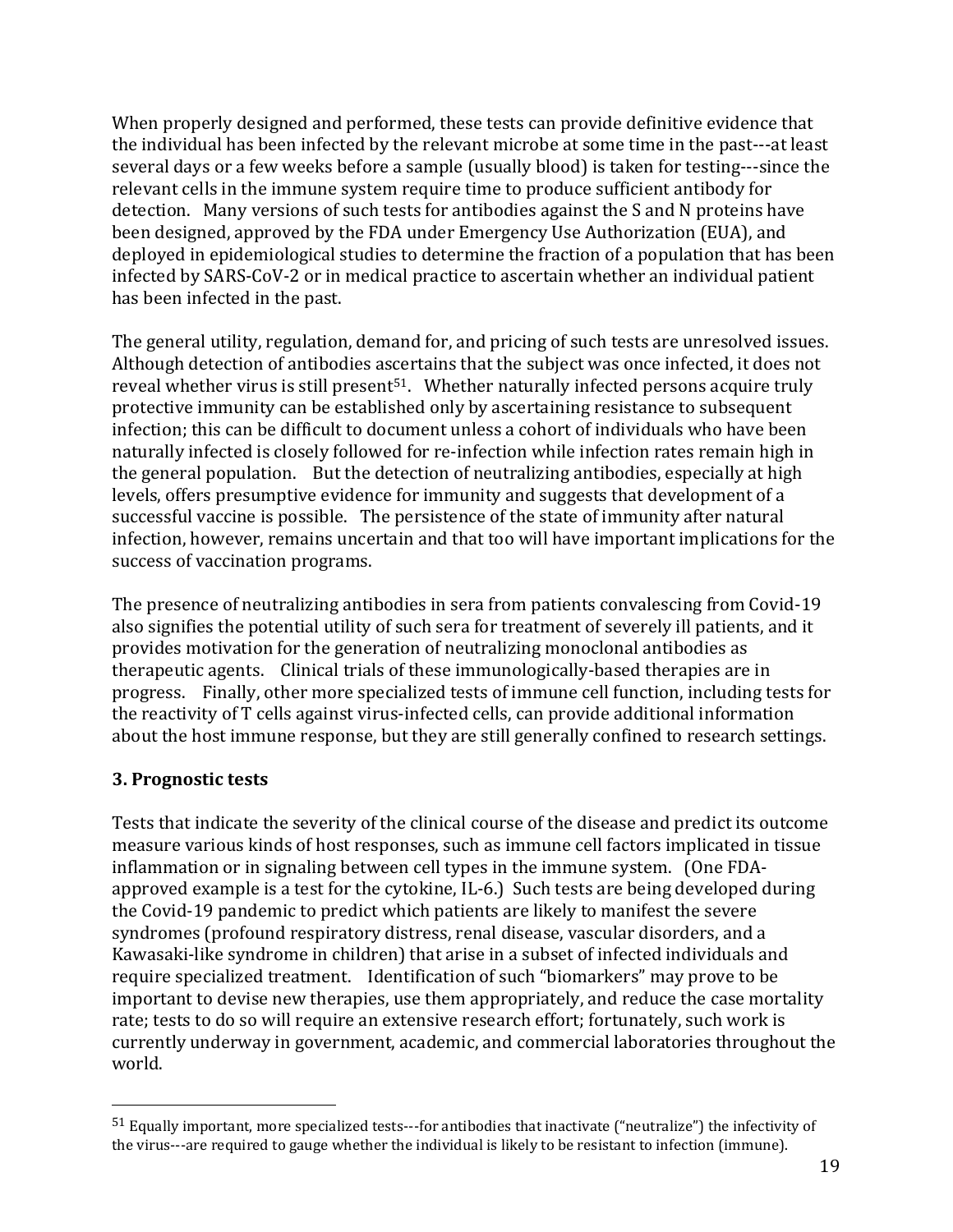When properly designed and performed, these tests can provide definitive evidence that the individual has been infected by the relevant microbe at some time in the past---at least several days or a few weeks before a sample (usually blood) is taken for testing---since the relevant cells in the immune system require time to produce sufficient antibody for detection. Many versions of such tests for antibodies against the S and N proteins have been designed, approved by the FDA under Emergency Use Authorization (EUA), and deployed in epidemiological studies to determine the fraction of a population that has been infected by SARS-CoV-2 or in medical practice to ascertain whether an individual patient has been infected in the past.

The general utility, regulation, demand for, and pricing of such tests are unresolved issues. Although detection of antibodies ascertains that the subject was once infected, it does not reveal whether virus is still present[51]. Whether naturally infected persons acquire truly protective immunity can be established only by ascertaining resistance to subsequent infection; this can be difficult to document unless a cohort of individuals who have been naturally infected is closely followed for re-infection while infection rates remain high in the general population. But the detection of neutralizing antibodies, especially at high levels, offers presumptive evidence for immunity and suggests that development of a successful vaccine is possible. The persistence of the state of immunity after natural infection, however, remains uncertain and that too will have important implications for the success of vaccination programs.

The presence of neutralizing antibodies in sera from patients convalescing from Covid-19 also signifies the potential utility of such sera for treatment of severely ill patients, and it provides motivation for the generation of neutralizing monoclonal antibodies as therapeutic agents. Clinical trials of these immunologically-based therapies are in progress. Finally, other more specialized tests of immune cell function, including tests for the reactivity of T cells against virus-infected cells, can provide additional information about the host immune response, but they are still generally confined to research settings.

### 3. Prognostic tests

Tests that indicate the severity of the clinical course of the disease and predict its outcome measure various kinds of host responses, such as immune cell factors implicated in tissue inflammation or in signaling between cell types in the immune system. (One FDA-approved example is a test for the cytokine, IL-6.) Such tests are being developed during the Covid-19 pandemic to predict which patients are likely to manifest the severe syndromes (profound respiratory distress, renal disease, vascular disorders, and a Kawasaki-like syndrome in children) that arise in a subset of infected individuals and require specialized treatment. Identification of such "biomarkers" may prove to be important to devise new therapies, use them appropriately, and reduce the case mortality rate; tests to do so will require an extensive research effort; fortunately, such work is currently underway in government, academic, and commercial laboratories throughout the world.

---

[51] Equally important, more specialized tests---for antibodies that inactivate ("neutralize") the infectivity of the virus---are required to gauge whether the individual is likely to be resistant to infection (immune).